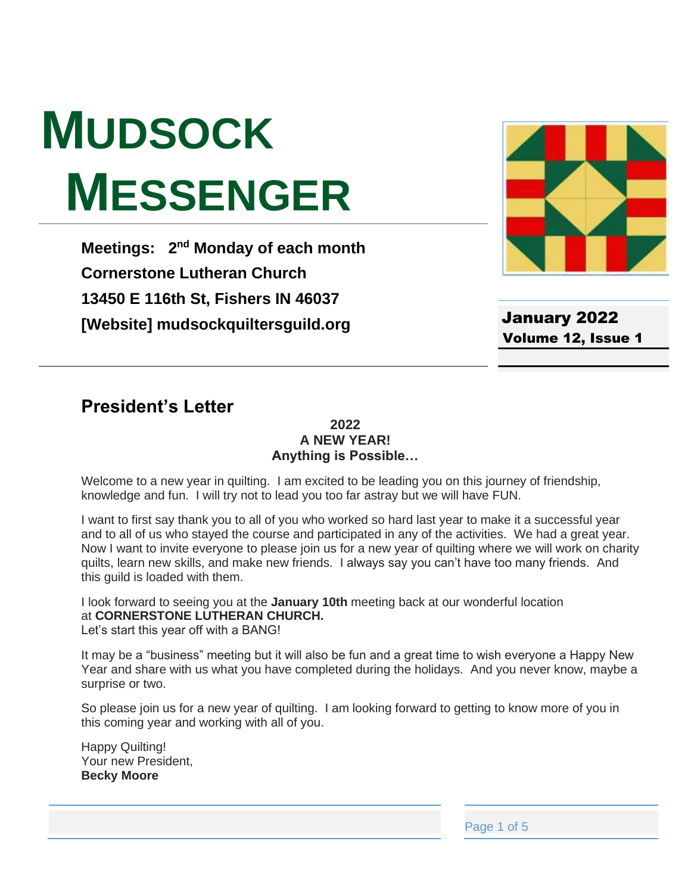# MUDSOCK MESSENGER

**Meetings: 2nd Monday of each month**
**Cornerstone Lutheran Church**
**13450 E 116th St, Fishers IN 46037**
**[Website] mudsockquiltersguild.org**

**January 2022**
**Volume 12, Issue 1**

## President's Letter

**2022**
**A NEW YEAR!**
**Anything is Possible…**

Welcome to a new year in quilting. I am excited to be leading you on this journey of friendship, knowledge and fun. I will try not to lead you too far astray but we will have FUN.

I want to first say thank you to all of you who worked so hard last year to make it a successful year and to all of us who stayed the course and participated in any of the activities. We had a great year. Now I want to invite everyone to please join us for a new year of quilting where we will work on charity quilts, learn new skills, and make new friends. I always say you can't have too many friends. And this guild is loaded with them.

I look forward to seeing you at the **January 10th** meeting back at our wonderful location at **CORNERSTONE LUTHERAN CHURCH.**
Let's start this year off with a BANG!

It may be a "business" meeting but it will also be fun and a great time to wish everyone a Happy New Year and share with us what you have completed during the holidays. And you never know, maybe a surprise or two.

So please join us for a new year of quilting. I am looking forward to getting to know more of you in this coming year and working with all of you.

Happy Quilting!
Your new President,
**Becky Moore**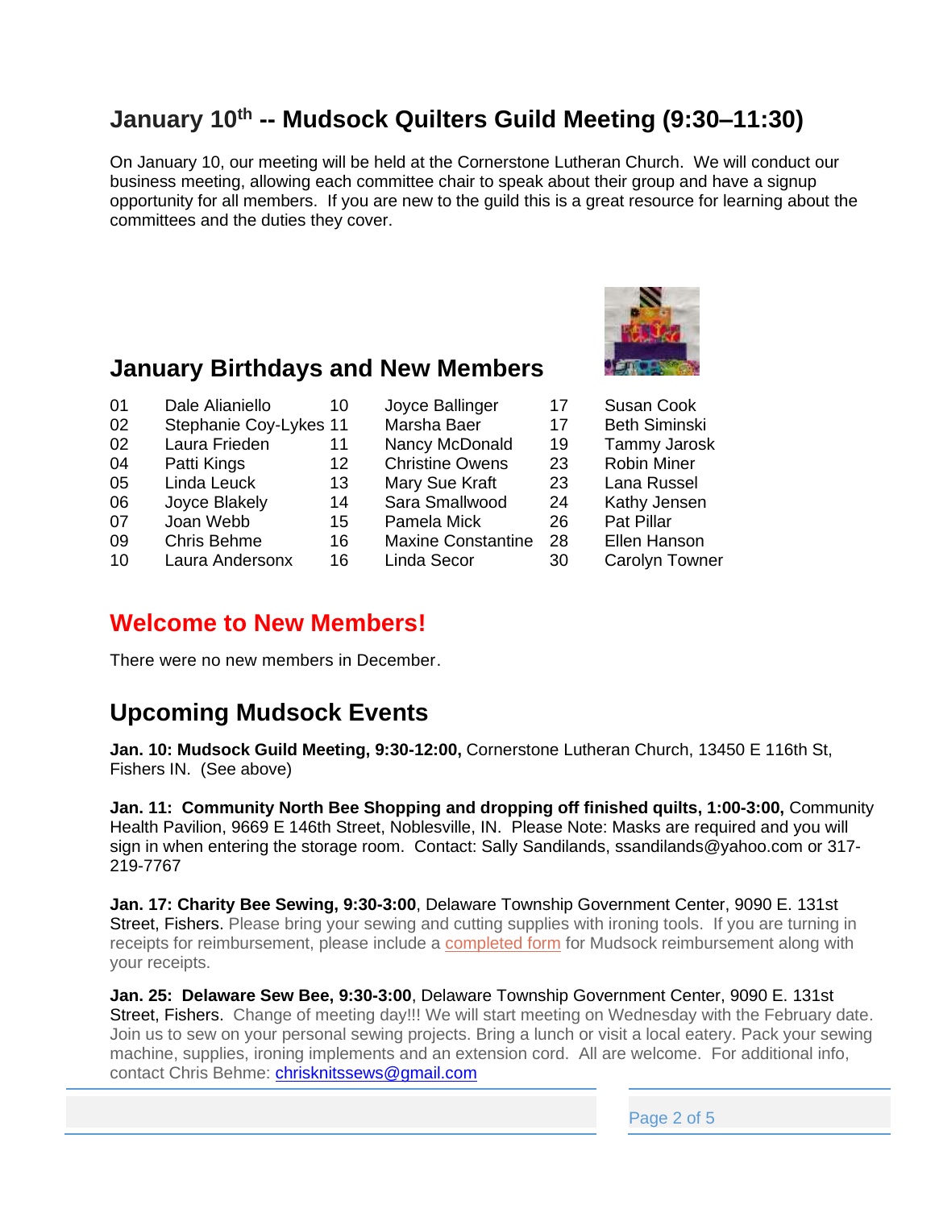## January 10th -- Mudsock Quilters Guild Meeting (9:30–11:30)

On January 10, our meeting will be held at the Cornerstone Lutheran Church. We will conduct our business meeting, allowing each committee chair to speak about their group and have a signup opportunity for all members. If you are new to the guild this is a great resource for learning about the committees and the duties they cover.

## January Birthdays and New Members

| | | | | | | | |
|---|---|---|---|---|---|---|---|
| 01 | Dale Alianiello | 10 | Joyce Ballinger | 17 | Susan Cook | | |
| 02 | Stephanie Coy-Lykes | 11 | Marsha Baer | 17 | Beth Siminski | | |
| 02 | Laura Frieden | 11 | Nancy McDonald | 19 | Tammy Jarosk | | |
| 04 | Patti Kings | 12 | Christine Owens | 23 | Robin Miner | | |
| 05 | Linda Leuck | 13 | Mary Sue Kraft | 23 | Lana Russel | | |
| 06 | Joyce Blakely | 14 | Sara Smallwood | 24 | Kathy Jensen | | |
| 07 | Joan Webb | 15 | Pamela Mick | 26 | Pat Pillar | | |
| 09 | Chris Behme | 16 | Maxine Constantine | 28 | Ellen Hanson | | |
| 10 | Laura Andersonx | 16 | Linda Secor | 30 | Carolyn Towner | | |

## Welcome to New Members!

There were no new members in December.

## Upcoming Mudsock Events

**Jan. 10: Mudsock Guild Meeting, 9:30-12:00,** Cornerstone Lutheran Church, 13450 E 116th St, Fishers IN. (See above)

**Jan. 11: Community North Bee Shopping and dropping off finished quilts, 1:00-3:00,** Community Health Pavilion, 9669 E 146th Street, Noblesville, IN. Please Note: Masks are required and you will sign in when entering the storage room. Contact: Sally Sandilands, ssandilands@yahoo.com or 317-219-7767

**Jan. 17: Charity Bee Sewing, 9:30-3:00**, Delaware Township Government Center, 9090 E. 131st Street, Fishers. Please bring your sewing and cutting supplies with ironing tools. If you are turning in receipts for reimbursement, please include a completed form for Mudsock reimbursement along with your receipts.

**Jan. 25: Delaware Sew Bee, 9:30-3:00**, Delaware Township Government Center, 9090 E. 131st Street, Fishers. Change of meeting day!!! We will start meeting on Wednesday with the February date. Join us to sew on your personal sewing projects. Bring a lunch or visit a local eatery. Pack your sewing machine, supplies, ironing implements and an extension cord. All are welcome. For additional info, contact Chris Behme: chrisknitssews@gmail.com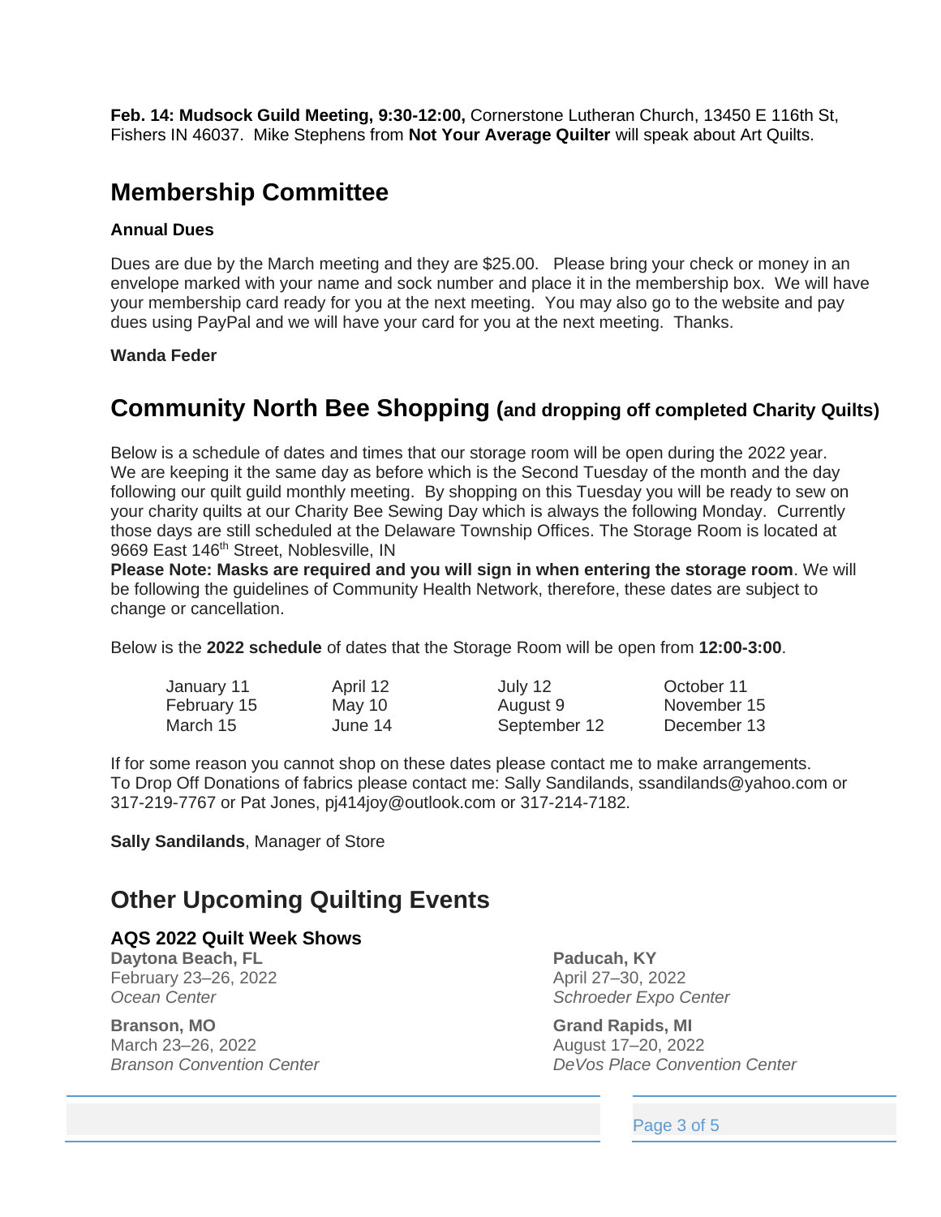**Feb. 14: Mudsock Guild Meeting, 9:30-12:00,** Cornerstone Lutheran Church, 13450 E 116th St, Fishers IN 46037. Mike Stephens from **Not Your Average Quilter** will speak about Art Quilts.

## Membership Committee

**Annual Dues**

Dues are due by the March meeting and they are $25.00. Please bring your check or money in an envelope marked with your name and sock number and place it in the membership box. We will have your membership card ready for you at the next meeting. You may also go to the website and pay dues using PayPal and we will have your card for you at the next meeting. Thanks.

**Wanda Feder**

## Community North Bee Shopping (and dropping off completed Charity Quilts)

Below is a schedule of dates and times that our storage room will be open during the 2022 year. We are keeping it the same day as before which is the Second Tuesday of the month and the day following our quilt guild monthly meeting. By shopping on this Tuesday you will be ready to sew on your charity quilts at our Charity Bee Sewing Day which is always the following Monday. Currently those days are still scheduled at the Delaware Township Offices. The Storage Room is located at 9669 East 146th Street, Noblesville, IN

**Please Note: Masks are required and you will sign in when entering the storage room**. We will be following the guidelines of Community Health Network, therefore, these dates are subject to change or cancellation.

Below is the **2022 schedule** of dates that the Storage Room will be open from **12:00-3:00**.

| | | | |
|---|---|---|---|
| January 11 | April 12 | July 12 | October 11 |
| February 15 | May 10 | August 9 | November 15 |
| March 15 | June 14 | September 12 | December 13 |

If for some reason you cannot shop on these dates please contact me to make arrangements. To Drop Off Donations of fabrics please contact me: Sally Sandilands, ssandilands@yahoo.com or 317-219-7767 or Pat Jones, pj414joy@outlook.com or 317-214-7182.

**Sally Sandilands**, Manager of Store

## Other Upcoming Quilting Events

### AQS 2022 Quilt Week Shows

**Daytona Beach, FL**
February 23–26, 2022
*Ocean Center*

**Branson, MO**
March 23–26, 2022
*Branson Convention Center*

**Paducah, KY**
April 27–30, 2022
*Schroeder Expo Center*

**Grand Rapids, MI**
August 17–20, 2022
*DeVos Place Convention Center*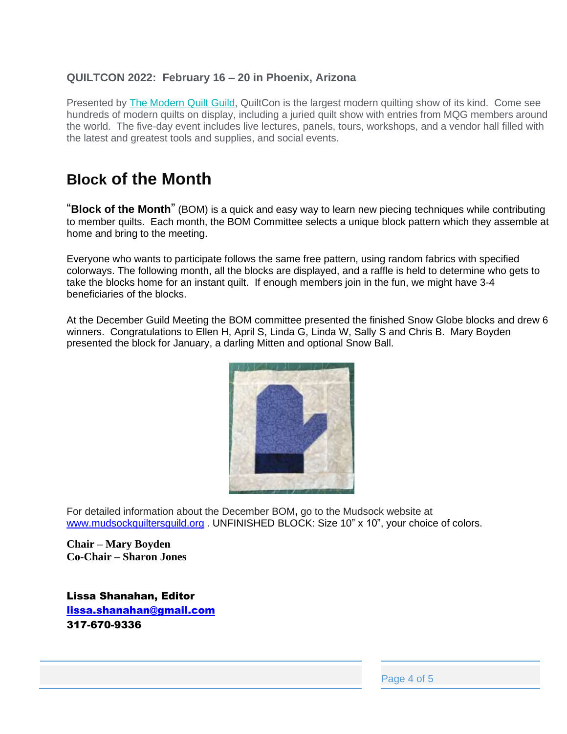### QUILTCON 2022: February 16 – 20 in Phoenix, Arizona

Presented by The Modern Quilt Guild, QuiltCon is the largest modern quilting show of its kind. Come see hundreds of modern quilts on display, including a juried quilt show with entries from MQG members around the world. The five-day event includes live lectures, panels, tours, workshops, and a vendor hall filled with the latest and greatest tools and supplies, and social events.

## Block of the Month

"**Block of the Month**" (BOM) is a quick and easy way to learn new piecing techniques while contributing to member quilts. Each month, the BOM Committee selects a unique block pattern which they assemble at home and bring to the meeting.

Everyone who wants to participate follows the same free pattern, using random fabrics with specified colorways. The following month, all the blocks are displayed, and a raffle is held to determine who gets to take the blocks home for an instant quilt. If enough members join in the fun, we might have 3-4 beneficiaries of the blocks.

At the December Guild Meeting the BOM committee presented the finished Snow Globe blocks and drew 6 winners. Congratulations to Ellen H, April S, Linda G, Linda W, Sally S and Chris B. Mary Boyden presented the block for January, a darling Mitten and optional Snow Ball.

For detailed information about the December BOM**,** go to the Mudsock website at www.mudsockquiltersguild.org . UNFINISHED BLOCK: Size 10" x 10", your choice of colors.

**Chair – Mary Boyden**
**Co-Chair – Sharon Jones**

**Lissa Shanahan, Editor**
**lissa.shanahan@gmail.com**
**317-670-9336**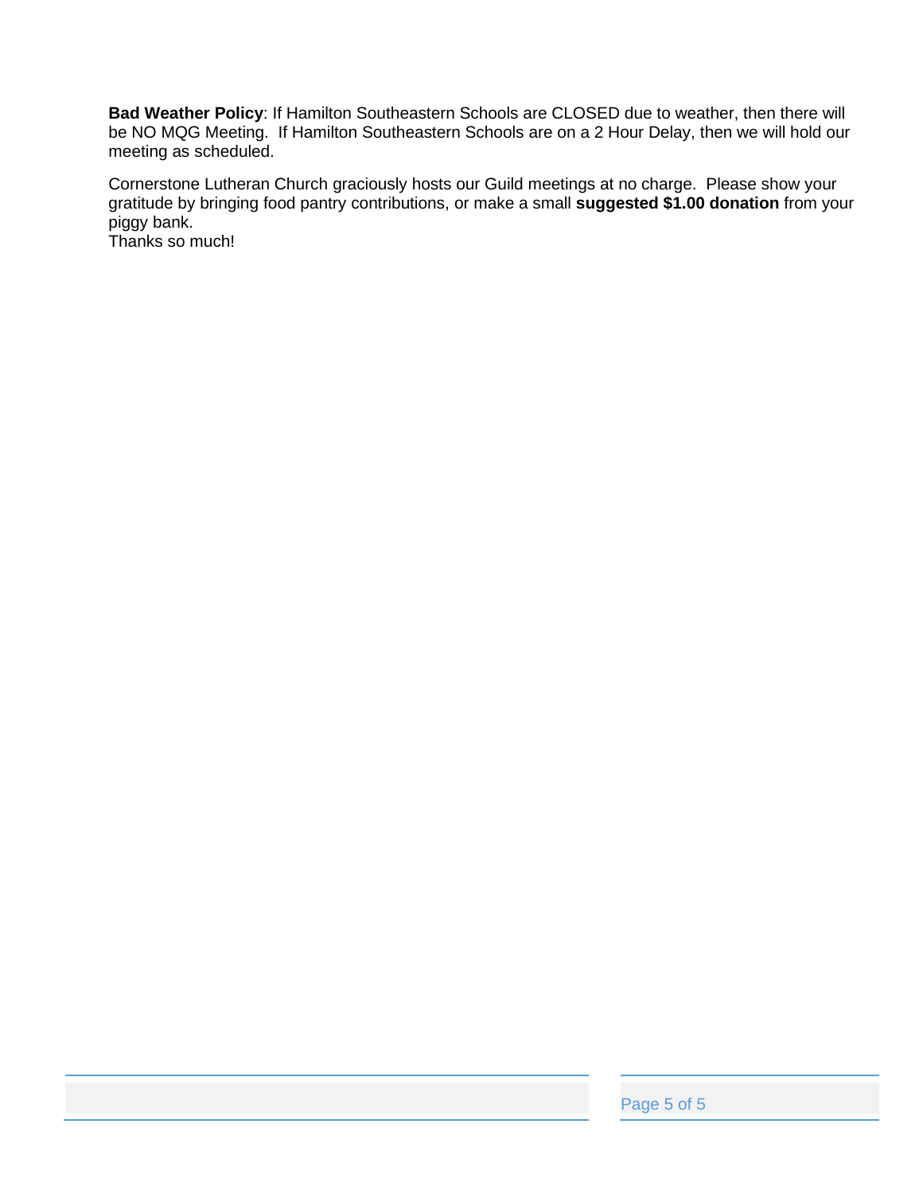**Bad Weather Policy**: If Hamilton Southeastern Schools are CLOSED due to weather, then there will be NO MQG Meeting. If Hamilton Southeastern Schools are on a 2 Hour Delay, then we will hold our meeting as scheduled.

Cornerstone Lutheran Church graciously hosts our Guild meetings at no charge. Please show your gratitude by bringing food pantry contributions, or make a small **suggested $1.00 donation** from your piggy bank.
Thanks so much!